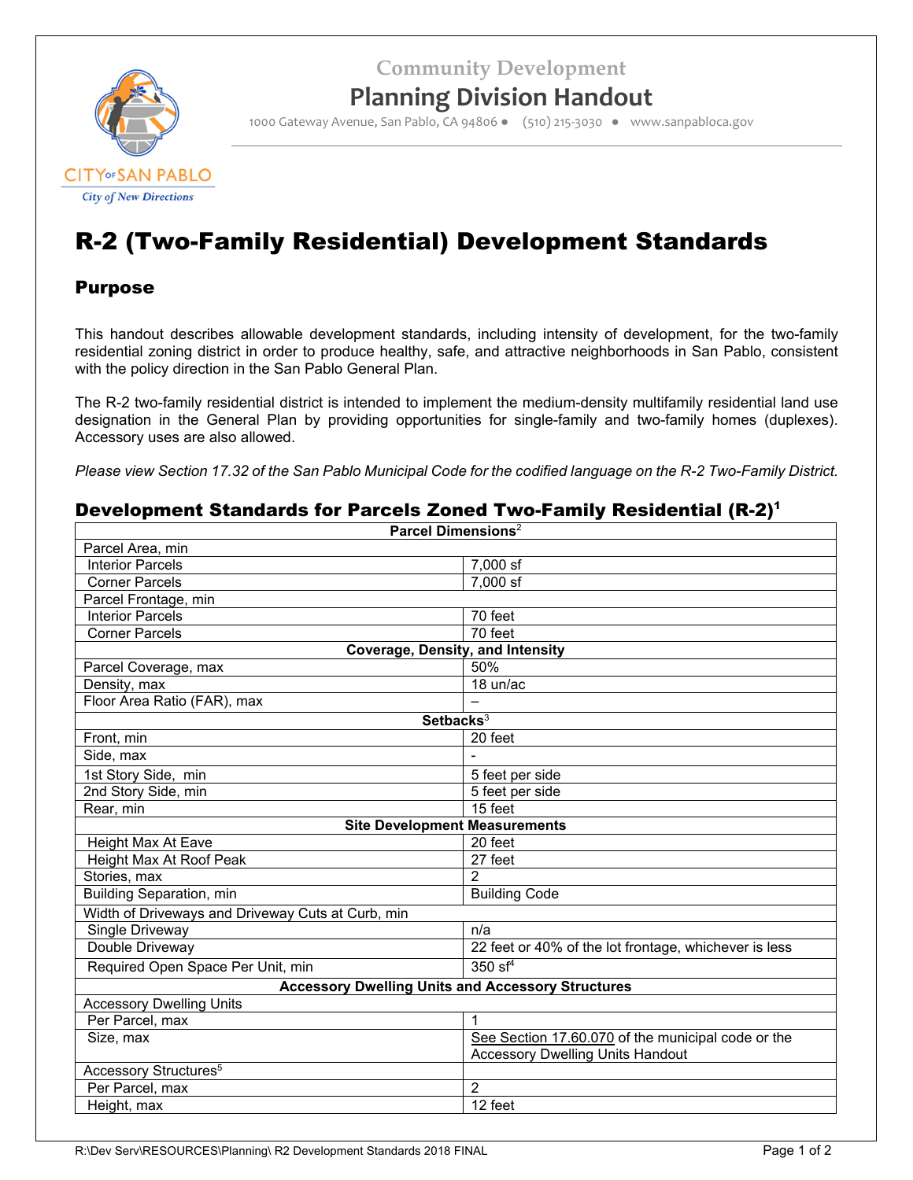Community Development

# Planning Division Handout

1000 Gateway Avenue, San Pablo, CA 94806 ● (510) 215-3030 ● www.sanpabloca.gov

CITY OF SAN PABLO
City of New Directions

# R-2 (Two-Family Residential) Development Standards

## Purpose

This handout describes allowable development standards, including intensity of development, for the two-family residential zoning district in order to produce healthy, safe, and attractive neighborhoods in San Pablo, consistent with the policy direction in the San Pablo General Plan.

The R-2 two-family residential district is intended to implement the medium-density multifamily residential land use designation in the General Plan by providing opportunities for single-family and two-family homes (duplexes). Accessory uses are also allowed.

*Please view Section 17.32 of the San Pablo Municipal Code for the codified language on the R-2 Two-Family District.*

## Development Standards for Parcels Zoned Two-Family Residential (R-2)[1]

| **Parcel Dimensions**[2] | |
|---|---|
| Parcel Area, min | |
| Interior Parcels | 7,000 sf |
| Corner Parcels | 7,000 sf |
| Parcel Frontage, min | |
| Interior Parcels | 70 feet |
| Corner Parcels | 70 feet |
| **Coverage, Density, and Intensity** | |
| Parcel Coverage, max | 50% |
| Density, max | 18 un/ac |
| Floor Area Ratio (FAR), max | – |
| **Setbacks**[3] | |
| Front, min | 20 feet |
| Side, max | - |
| 1st Story Side, min | 5 feet per side |
| 2nd Story Side, min | 5 feet per side |
| Rear, min | 15 feet |
| **Site Development Measurements** | |
| Height Max At Eave | 20 feet |
| Height Max At Roof Peak | 27 feet |
| Stories, max | 2 |
| Building Separation, min | Building Code |
| Width of Driveways and Driveway Cuts at Curb, min | |
| Single Driveway | n/a |
| Double Driveway | 22 feet or 40% of the lot frontage, whichever is less |
| Required Open Space Per Unit, min | 350 sf[4] |
| **Accessory Dwelling Units and Accessory Structures** | |
| Accessory Dwelling Units | |
| Per Parcel, max | 1 |
| Size, max | See Section 17.60.070 of the municipal code or the Accessory Dwelling Units Handout |
| Accessory Structures[5] | |
| Per Parcel, max | 2 |
| Height, max | 12 feet |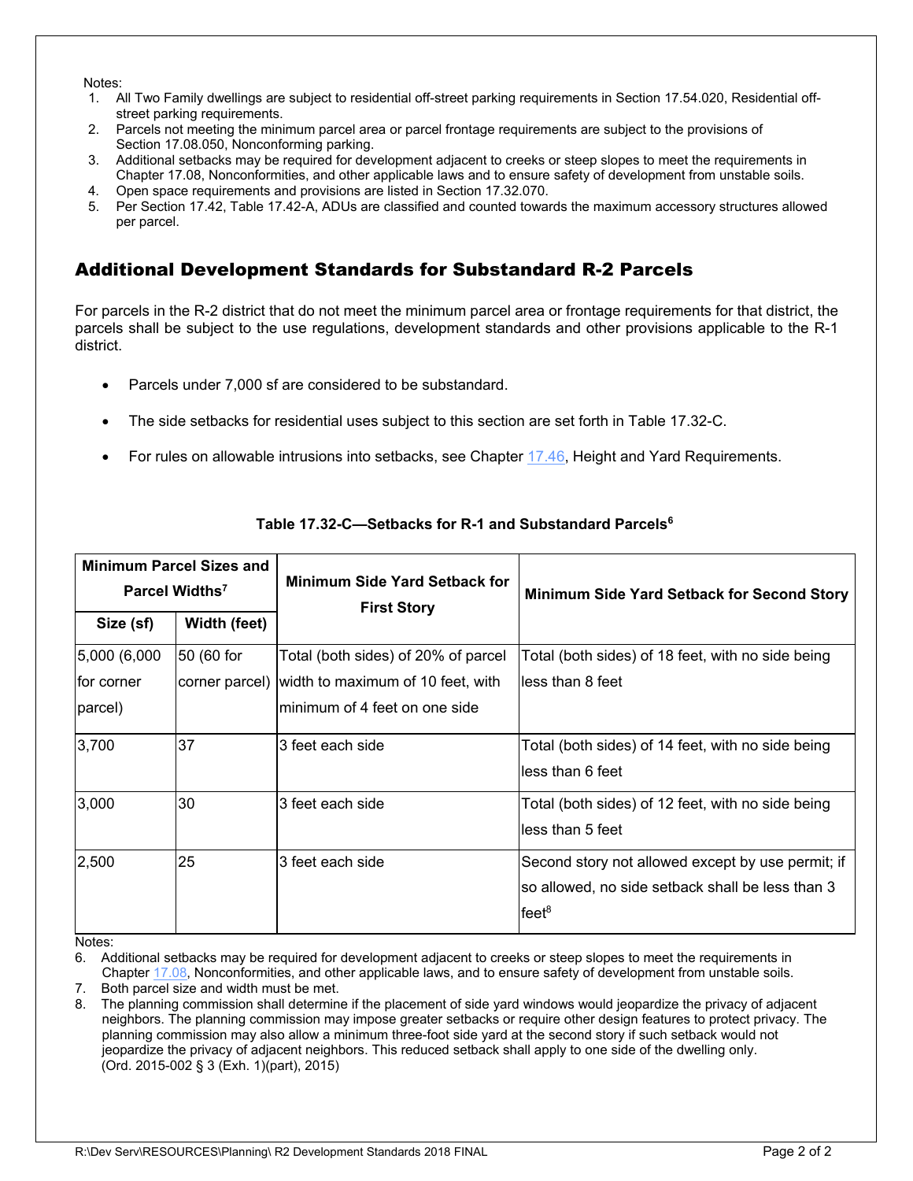Notes:

1. All Two Family dwellings are subject to residential off-street parking requirements in Section 17.54.020, Residential off-street parking requirements.
2. Parcels not meeting the minimum parcel area or parcel frontage requirements are subject to the provisions of Section 17.08.050, Nonconforming parking.
3. Additional setbacks may be required for development adjacent to creeks or steep slopes to meet the requirements in Chapter 17.08, Nonconformities, and other applicable laws and to ensure safety of development from unstable soils.
4. Open space requirements and provisions are listed in Section 17.32.070.
5. Per Section 17.42, Table 17.42-A, ADUs are classified and counted towards the maximum accessory structures allowed per parcel.

## Additional Development Standards for Substandard R-2 Parcels

For parcels in the R-2 district that do not meet the minimum parcel area or frontage requirements for that district, the parcels shall be subject to the use regulations, development standards and other provisions applicable to the R-1 district.

- Parcels under 7,000 sf are considered to be substandard.
- The side setbacks for residential uses subject to this section are set forth in Table 17.32-C.
- For rules on allowable intrusions into setbacks, see Chapter 17.46, Height and Yard Requirements.

**Table 17.32-C—Setbacks for R-1 and Substandard Parcels[6]**

| Minimum Parcel Sizes and Parcel Widths[7] | | Minimum Side Yard Setback for First Story | Minimum Side Yard Setback for Second Story |
|---|---|---|---|
| Size (sf) | Width (feet) | | |
| 5,000 (6,000 for corner parcel) | 50 (60 for corner parcel) | Total (both sides) of 20% of parcel width to maximum of 10 feet, with minimum of 4 feet on one side | Total (both sides) of 18 feet, with no side being less than 8 feet |
| 3,700 | 37 | 3 feet each side | Total (both sides) of 14 feet, with no side being less than 6 feet |
| 3,000 | 30 | 3 feet each side | Total (both sides) of 12 feet, with no side being less than 5 feet |
| 2,500 | 25 | 3 feet each side | Second story not allowed except by use permit; if so allowed, no side setback shall be less than 3 feet[8] |

Notes:

6. Additional setbacks may be required for development adjacent to creeks or steep slopes to meet the requirements in Chapter 17.08, Nonconformities, and other applicable laws, and to ensure safety of development from unstable soils.
7. Both parcel size and width must be met.
8. The planning commission shall determine if the placement of side yard windows would jeopardize the privacy of adjacent neighbors. The planning commission may impose greater setbacks or require other design features to protect privacy. The planning commission may also allow a minimum three-foot side yard at the second story if such setback would not jeopardize the privacy of adjacent neighbors. This reduced setback shall apply to one side of the dwelling only.
(Ord. 2015-002 § 3 (Exh. 1)(part), 2015)

R:\Dev Serv\RESOURCES\Planning\ R2 Development Standards 2018 FINAL